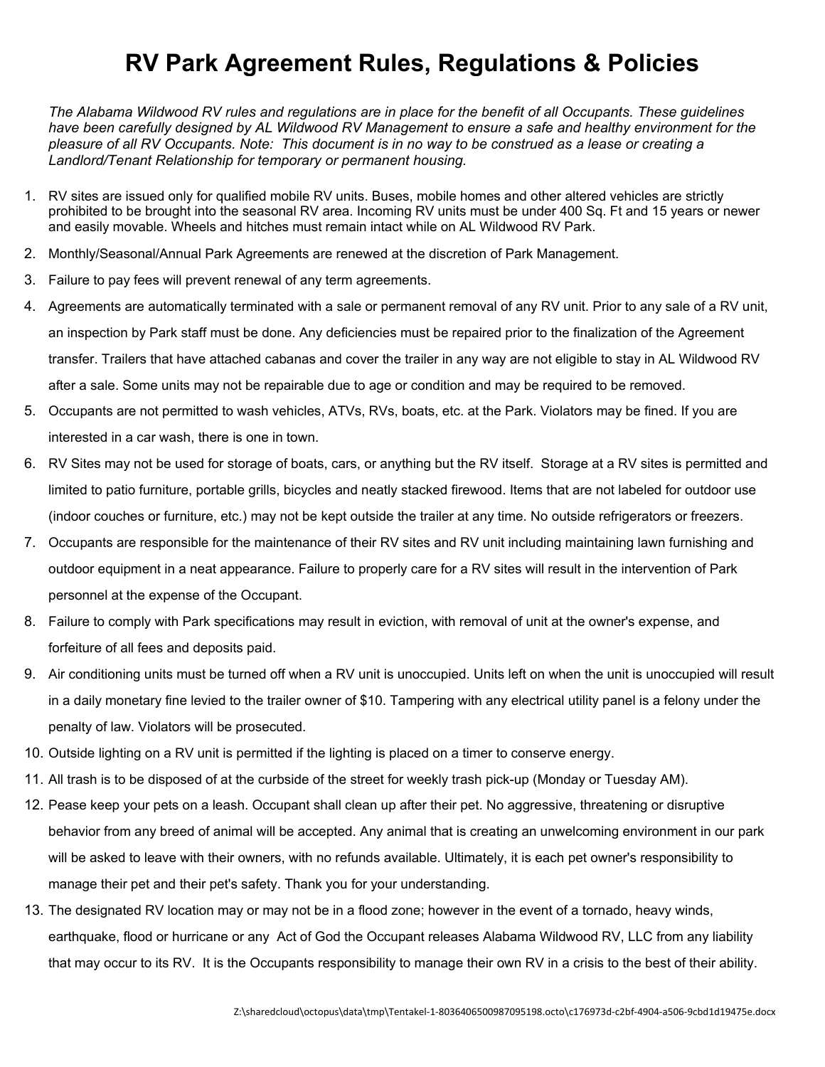# RV Park Agreement Rules, Regulations & Policies

*The Alabama Wildwood RV rules and regulations are in place for the benefit of all Occupants. These guidelines have been carefully designed by AL Wildwood RV Management to ensure a safe and healthy environment for the pleasure of all RV Occupants. Note: This document is in no way to be construed as a lease or creating a Landlord/Tenant Relationship for temporary or permanent housing.*

1. RV sites are issued only for qualified mobile RV units. Buses, mobile homes and other altered vehicles are strictly prohibited to be brought into the seasonal RV area. Incoming RV units must be under 400 Sq. Ft and 15 years or newer and easily movable. Wheels and hitches must remain intact while on AL Wildwood RV Park.
2. Monthly/Seasonal/Annual Park Agreements are renewed at the discretion of Park Management.
3. Failure to pay fees will prevent renewal of any term agreements.
4. Agreements are automatically terminated with a sale or permanent removal of any RV unit. Prior to any sale of a RV unit, an inspection by Park staff must be done. Any deficiencies must be repaired prior to the finalization of the Agreement transfer. Trailers that have attached cabanas and cover the trailer in any way are not eligible to stay in AL Wildwood RV after a sale. Some units may not be repairable due to age or condition and may be required to be removed.
5. Occupants are not permitted to wash vehicles, ATVs, RVs, boats, etc. at the Park. Violators may be fined. If you are interested in a car wash, there is one in town.
6. RV Sites may not be used for storage of boats, cars, or anything but the RV itself. Storage at a RV sites is permitted and limited to patio furniture, portable grills, bicycles and neatly stacked firewood. Items that are not labeled for outdoor use (indoor couches or furniture, etc.) may not be kept outside the trailer at any time. No outside refrigerators or freezers.
7. Occupants are responsible for the maintenance of their RV sites and RV unit including maintaining lawn furnishing and outdoor equipment in a neat appearance. Failure to properly care for a RV sites will result in the intervention of Park personnel at the expense of the Occupant.
8. Failure to comply with Park specifications may result in eviction, with removal of unit at the owner's expense, and forfeiture of all fees and deposits paid.
9. Air conditioning units must be turned off when a RV unit is unoccupied. Units left on when the unit is unoccupied will result in a daily monetary fine levied to the trailer owner of $10. Tampering with any electrical utility panel is a felony under the penalty of law. Violators will be prosecuted.
10. Outside lighting on a RV unit is permitted if the lighting is placed on a timer to conserve energy.
11. All trash is to be disposed of at the curbside of the street for weekly trash pick-up (Monday or Tuesday AM).
12. Pease keep your pets on a leash. Occupant shall clean up after their pet. No aggressive, threatening or disruptive behavior from any breed of animal will be accepted. Any animal that is creating an unwelcoming environment in our park will be asked to leave with their owners, with no refunds available. Ultimately, it is each pet owner's responsibility to manage their pet and their pet's safety. Thank you for your understanding.
13. The designated RV location may or may not be in a flood zone; however in the event of a tornado, heavy winds, earthquake, flood or hurricane or any Act of God the Occupant releases Alabama Wildwood RV, LLC from any liability that may occur to its RV. It is the Occupants responsibility to manage their own RV in a crisis to the best of their ability.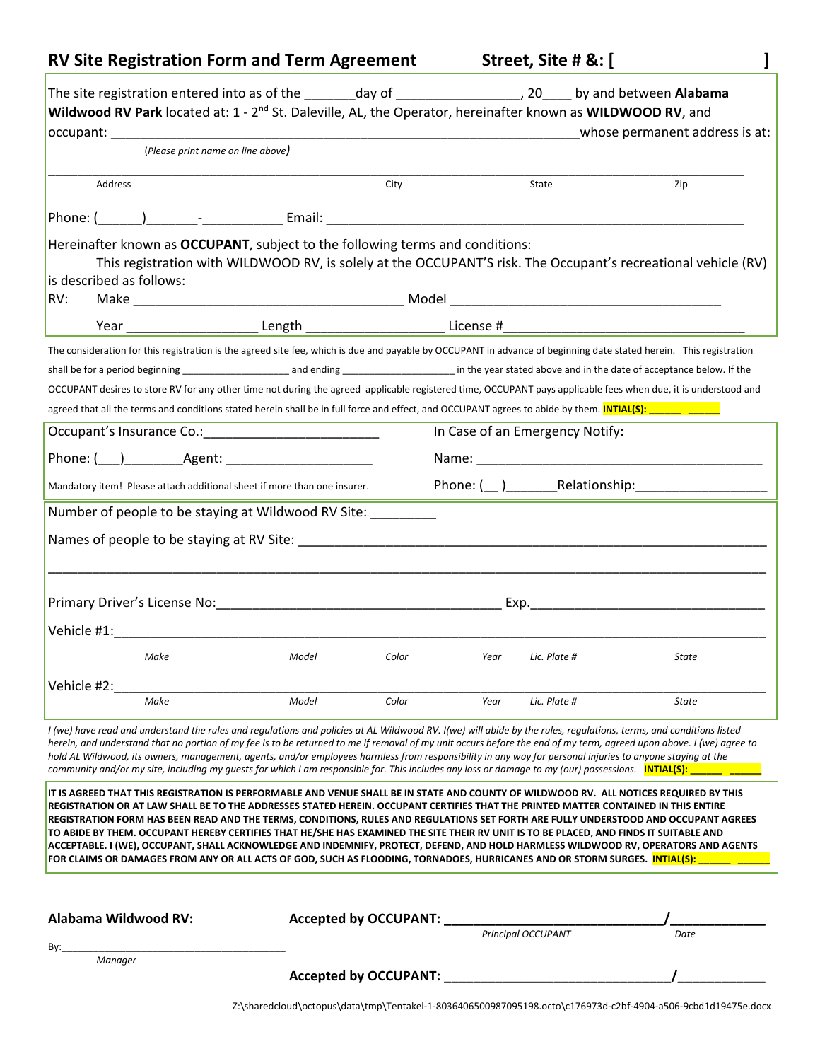# RV Site Registration Form and Term Agreement    Street, Site # &: [ ]

The site registration entered into as of the _______day of _________________, 20____ by and between **Alabama Wildwood RV Park** located at: 1 - 2nd St. Daleville, AL, the Operator, hereinafter known as **WILDWOOD RV**, and occupant: ____________________________________________________________whose permanent address is at:

(*Please print name on line above*)

______________________________________________________________________________________

Address    City    State    Zip

Phone: (______)_______-___________ Email: ______________________________________________________

Hereinafter known as **OCCUPANT**, subject to the following terms and conditions:

This registration with WILDWOOD RV, is solely at the OCCUPANT'S risk. The Occupant's recreational vehicle (RV) is described as follows:

RV: Make ___________________________________ Model ___________________________________

Year _________________ Length __________________ License #_______________________________

The consideration for this registration is the agreed site fee, which is due and payable by OCCUPANT in advance of beginning date stated herein. This registration shall be for a period beginning ___________________ and ending ____________________ in the year stated above and in the date of acceptance below. If the OCCUPANT desires to store RV for any other time not during the agreed applicable registered time, OCCUPANT pays applicable fees when due, it is understood and agreed that all the terms and conditions stated herein shall be in full force and effect, and OCCUPANT agrees to abide by them. **INTIAL(S): ______ ______**

Occupant's Insurance Co.:________________________

Phone: (___)________Agent: ____________________

Mandatory item! Please attach additional sheet if more than one insurer.

In Case of an Emergency Notify:

Name: ________________________________________

Phone: (__ )_______Relationship:_________________

Number of people to be staying at Wildwood RV Site: _________

Names of people to be staying at RV Site: ________________________________________________________

______________________________________________________________________________________

Primary Driver's License No:_____________________________________ Exp._______________________________

Vehicle #1:_____________________________________________________________________________

*Make    Model    Color    Year    Lic. Plate #    State*

Vehicle #2:_____________________________________________________________________________

*Make    Model    Color    Year    Lic. Plate #    State*

*I (we) have read and understand the rules and regulations and policies at AL Wildwood RV. I(we) will abide by the rules, regulations, terms, and conditions listed herein, and understand that no portion of my fee is to be returned to me if removal of my unit occurs before the end of my term, agreed upon above. I (we) agree to hold AL Wildwood, its owners, management, agents, and/or employees harmless from responsibility in any way for personal injuries to anyone staying at the community and/or my site, including my guests for which I am responsible for. This includes any loss or damage to my (our) possessions.* **INTIAL(S): ______ ______**

**IT IS AGREED THAT THIS REGISTRATION IS PERFORMABLE AND VENUE SHALL BE IN STATE AND COUNTY OF WILDWOOD RV. ALL NOTICES REQUIRED BY THIS REGISTRATION OR AT LAW SHALL BE TO THE ADDRESSES STATED HEREIN. OCCUPANT CERTIFIES THAT THE PRINTED MATTER CONTAINED IN THIS ENTIRE REGISTRATION FORM HAS BEEN READ AND THE TERMS, CONDITIONS, RULES AND REGULATIONS SET FORTH ARE FULLY UNDERSTOOD AND OCCUPANT AGREES TO ABIDE BY THEM. OCCUPANT HEREBY CERTIFIES THAT HE/SHE HAS EXAMINED THE SITE THEIR RV UNIT IS TO BE PLACED, AND FINDS IT SUITABLE AND ACCEPTABLE. I (WE), OCCUPANT, SHALL ACKNOWLEDGE AND INDEMNIFY, PROTECT, DEFEND, AND HOLD HARMLESS WILDWOOD RV, OPERATORS AND AGENTS FOR CLAIMS OR DAMAGES FROM ANY OR ALL ACTS OF GOD, SUCH AS FLOODING, TORNADOES, HURRICANES AND OR STORM SURGES. INTIAL(S): ______ ______**

**Alabama Wildwood RV:**

By:________________________________________

*Manager*

**Accepted by OCCUPANT: ______________________________/____________**

*Principal OCCUPANT    Date*

**Accepted by OCCUPANT: ______________________________/____________**

Z:\sharedcloud\octopus\data\tmp\Tentakel-1-8036406500987095198.octo\c176973d-c2bf-4904-a506-9cbd1d19475e.docx